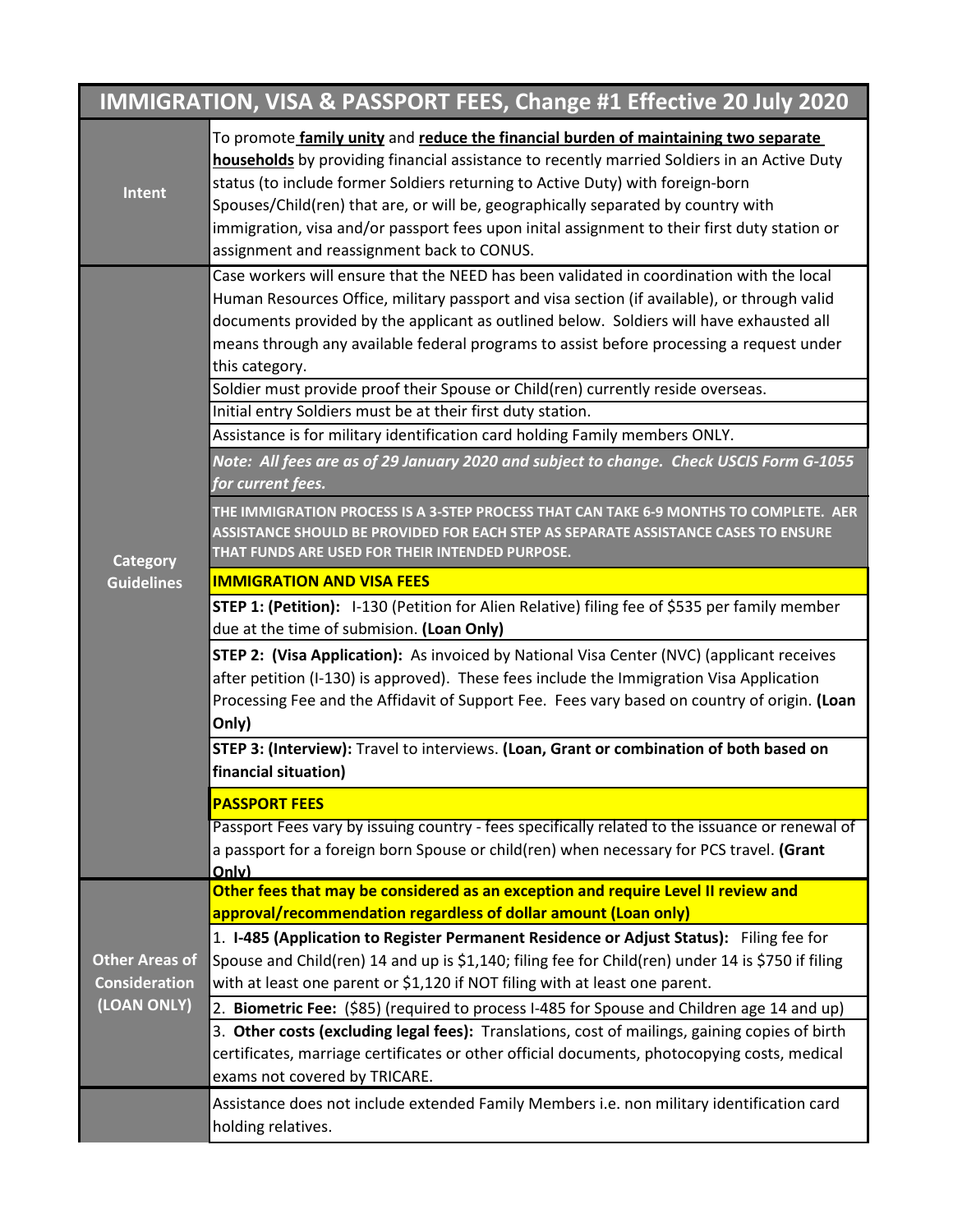| IMMIGRATION, VISA & PASSPORT FEES, Change #1 Effective 20 July 2020 | |
|---|---|
| **Intent** | To promote **family unity** and **reduce the financial burden of maintaining two separate households** by providing financial assistance to recently married Soldiers in an Active Duty status (to include former Soldiers returning to Active Duty) with foreign-born Spouses/Child(ren) that are, or will be, geographically separated by country with immigration, visa and/or passport fees upon inital assignment to their first duty station or assignment and reassignment back to CONUS. |
| **Category Guidelines** | Case workers will ensure that the NEED has been validated in coordination with the local Human Resources Office, military passport and visa section (if available), or through valid documents provided by the applicant as outlined below. Soldiers will have exhausted all means through any available federal programs to assist before processing a request under this category. |
| | Soldier must provide proof their Spouse or Child(ren) currently reside overseas. |
| | Initial entry Soldiers must be at their first duty station. |
| | Assistance is for military identification card holding Family members ONLY. |
| | ***Note: All fees are as of 29 January 2020 and subject to change. Check USCIS Form G-1055 for current fees.*** |
| | **THE IMMIGRATION PROCESS IS A 3-STEP PROCESS THAT CAN TAKE 6-9 MONTHS TO COMPLETE. AER ASSISTANCE SHOULD BE PROVIDED FOR EACH STEP AS SEPARATE ASSISTANCE CASES TO ENSURE THAT FUNDS ARE USED FOR THEIR INTENDED PURPOSE.** |
| | **IMMIGRATION AND VISA FEES** |
| | **STEP 1: (Petition):** I-130 (Petition for Alien Relative) filing fee of $535 per family member due at the time of submision. **(Loan Only)** |
| | **STEP 2: (Visa Application):** As invoiced by National Visa Center (NVC) (applicant receives after petition (I-130) is approved). These fees include the Immigration Visa Application Processing Fee and the Affidavit of Support Fee. Fees vary based on country of origin. **(Loan Only)** |
| | **STEP 3: (Interview):** Travel to interviews. **(Loan, Grant or combination of both based on financial situation)** |
| | **PASSPORT FEES** |
| | Passport Fees vary by issuing country - fees specifically related to the issuance or renewal of a passport for a foreign born Spouse or child(ren) when necessary for PCS travel. **(Grant Only)** |
| **Other Areas of Consideration (LOAN ONLY)** | **Other fees that may be considered as an exception and require Level II review and approval/recommendation regardless of dollar amount (Loan only)** |
| | 1. **I-485 (Application to Register Permanent Residence or Adjust Status):** Filing fee for Spouse and Child(ren) 14 and up is $1,140; filing fee for Child(ren) under 14 is $750 if filing with at least one parent or $1,120 if NOT filing with at least one parent. |
| | 2. **Biometric Fee:** ($85) (required to process I-485 for Spouse and Children age 14 and up) |
| | 3. **Other costs (excluding legal fees):** Translations, cost of mailings, gaining copies of birth certificates, marriage certificates or other official documents, photocopying costs, medical exams not covered by TRICARE. |
| | Assistance does not include extended Family Members i.e. non military identification card holding relatives. |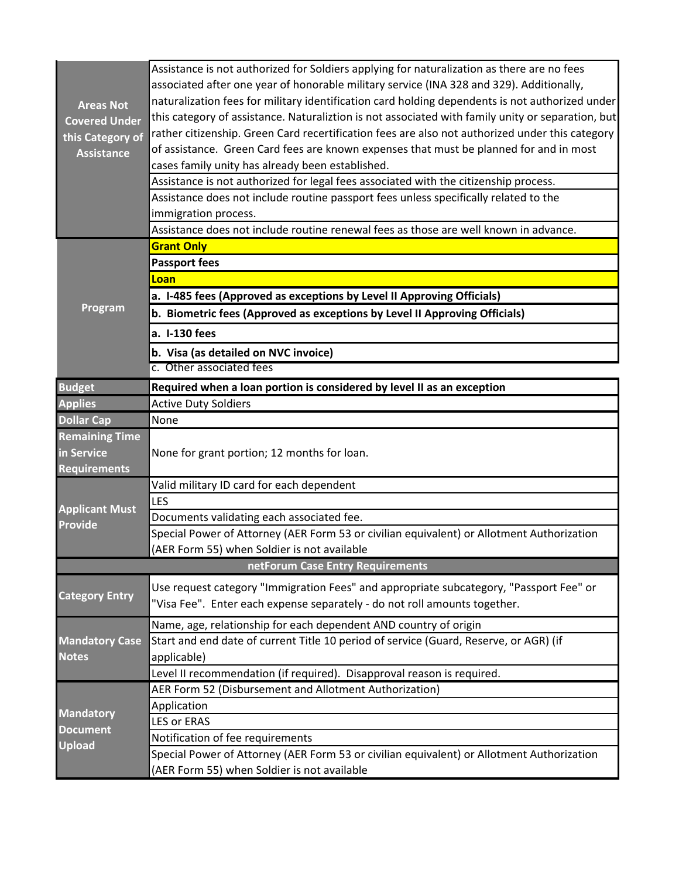| | |
|---|---|
| **Areas Not Covered Under this Category of Assistance** | Assistance is not authorized for Soldiers applying for naturalization as there are no fees associated after one year of honorable military service (INA 328 and 329). Additionally, naturalization fees for military identification card holding dependents is not authorized under this category of assistance. Naturaliztion is not associated with family unity or separation, but rather citizenship. Green Card recertification fees are also not authorized under this category of assistance. Green Card fees are known expenses that must be planned for and in most cases family unity has already been established. |
| | Assistance is not authorized for legal fees associated with the citizenship process. |
| | Assistance does not include routine passport fees unless specifically related to the immigration process. |
| | Assistance does not include routine renewal fees as those are well known in advance. |
| **Program** | **Grant Only** |
| | **Passport fees** |
| | **Loan** |
| | **a. I-485 fees (Approved as exceptions by Level II Approving Officials)** |
| | **b. Biometric fees (Approved as exceptions by Level II Approving Officials)** |
| | **a. I-130 fees** |
| | **b. Visa (as detailed on NVC invoice)** |
| | c. Other associated fees |
| **Budget** | **Required when a loan portion is considered by level II as an exception** |
| **Applies** | Active Duty Soldiers |
| **Dollar Cap** | None |
| **Remaining Time in Service Requirements** | None for grant portion; 12 months for loan. |
| **Applicant Must Provide** | Valid military ID card for each dependent |
| | LES |
| | Documents validating each associated fee. |
| | Special Power of Attorney (AER Form 53 or civilian equivalent) or Allotment Authorization (AER Form 55) when Soldier is not available |
| **netForum Case Entry Requirements** | |
| **Category Entry** | Use request category "Immigration Fees" and appropriate subcategory, "Passport Fee" or "Visa Fee". Enter each expense separately - do not roll amounts together. |
| **Mandatory Case Notes** | Name, age, relationship for each dependent AND country of origin |
| | Start and end date of current Title 10 period of service (Guard, Reserve, or AGR) (if applicable) |
| | Level II recommendation (if required). Disapproval reason is required. |
| **Mandatory Document Upload** | AER Form 52 (Disbursement and Allotment Authorization) |
| | Application |
| | LES or ERAS |
| | Notification of fee requirements |
| | Special Power of Attorney (AER Form 53 or civilian equivalent) or Allotment Authorization (AER Form 55) when Soldier is not available |